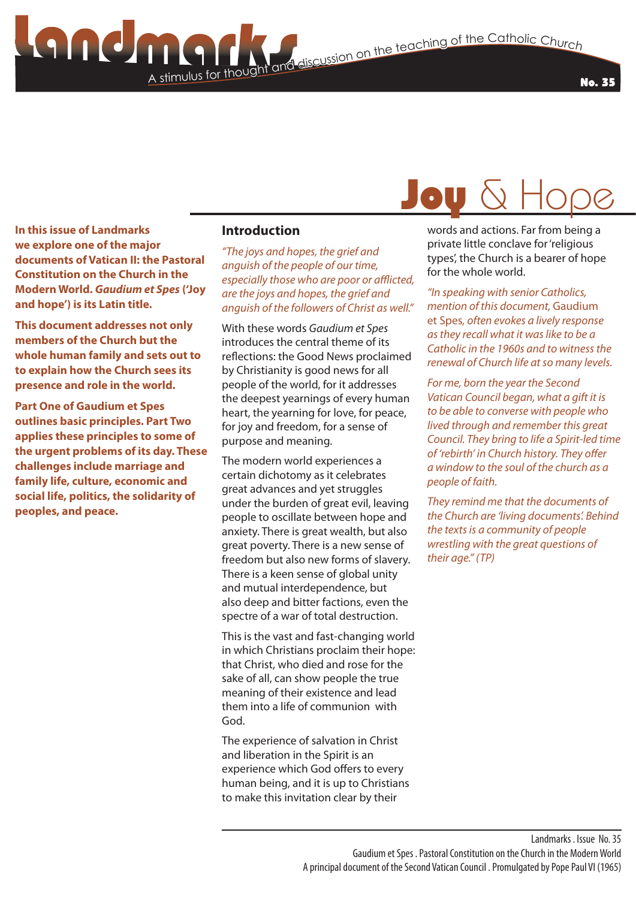# Landmarks

A stimulus for thought and discussion on the teaching of the Catholic Church

No. 35

# Joy & Hope

**In this issue of Landmarks we explore one of the major documents of Vatican II: the Pastoral Constitution on the Church in the Modern World. *Gaudium et Spes* ('Joy and hope') is its Latin title.**

**This document addresses not only members of the Church but the whole human family and sets out to to explain how the Church sees its presence and role in the world.**

**Part One of Gaudium et Spes outlines basic principles. Part Two applies these principles to some of the urgent problems of its day. These challenges include marriage and family life, culture, economic and social life, politics, the solidarity of peoples, and peace.**

## Introduction

*"The joys and hopes, the grief and anguish of the people of our time, especially those who are poor or afflicted, are the joys and hopes, the grief and anguish of the followers of Christ as well."*

With these words *Gaudium et Spes* introduces the central theme of its reflections: the Good News proclaimed by Christianity is good news for all people of the world, for it addresses the deepest yearnings of every human heart, the yearning for love, for peace, for joy and freedom, for a sense of purpose and meaning.

The modern world experiences a certain dichotomy as it celebrates great advances and yet struggles under the burden of great evil, leaving people to oscillate between hope and anxiety. There is great wealth, but also great poverty. There is a new sense of freedom but also new forms of slavery. There is a keen sense of global unity and mutual interdependence, but also deep and bitter factions, even the spectre of a war of total destruction.

This is the vast and fast-changing world in which Christians proclaim their hope: that Christ, who died and rose for the sake of all, can show people the true meaning of their existence and lead them into a life of communion with God.

The experience of salvation in Christ and liberation in the Spirit is an experience which God offers to every human being, and it is up to Christians to make this invitation clear by their words and actions. Far from being a private little conclave for 'religious types', the Church is a bearer of hope for the whole world.

*"In speaking with senior Catholics, mention of this document,* Gaudium et Spes, *often evokes a lively response as they recall what it was like to be a Catholic in the 1960s and to witness the renewal of Church life at so many levels.*

*For me, born the year the Second Vatican Council began, what a gift it is to be able to converse with people who lived through and remember this great Council. They bring to life a Spirit-led time of 'rebirth' in Church history. They offer a window to the soul of the church as a people of faith.*

*They remind me that the documents of the Church are 'living documents'. Behind the texts is a community of people wrestling with the great questions of their age." (TP)*

Landmarks . Issue No. 35
Gaudium et Spes . Pastoral Constitution on the Church in the Modern World
A principal document of the Second Vatican Council . Promulgated by Pope Paul VI (1965)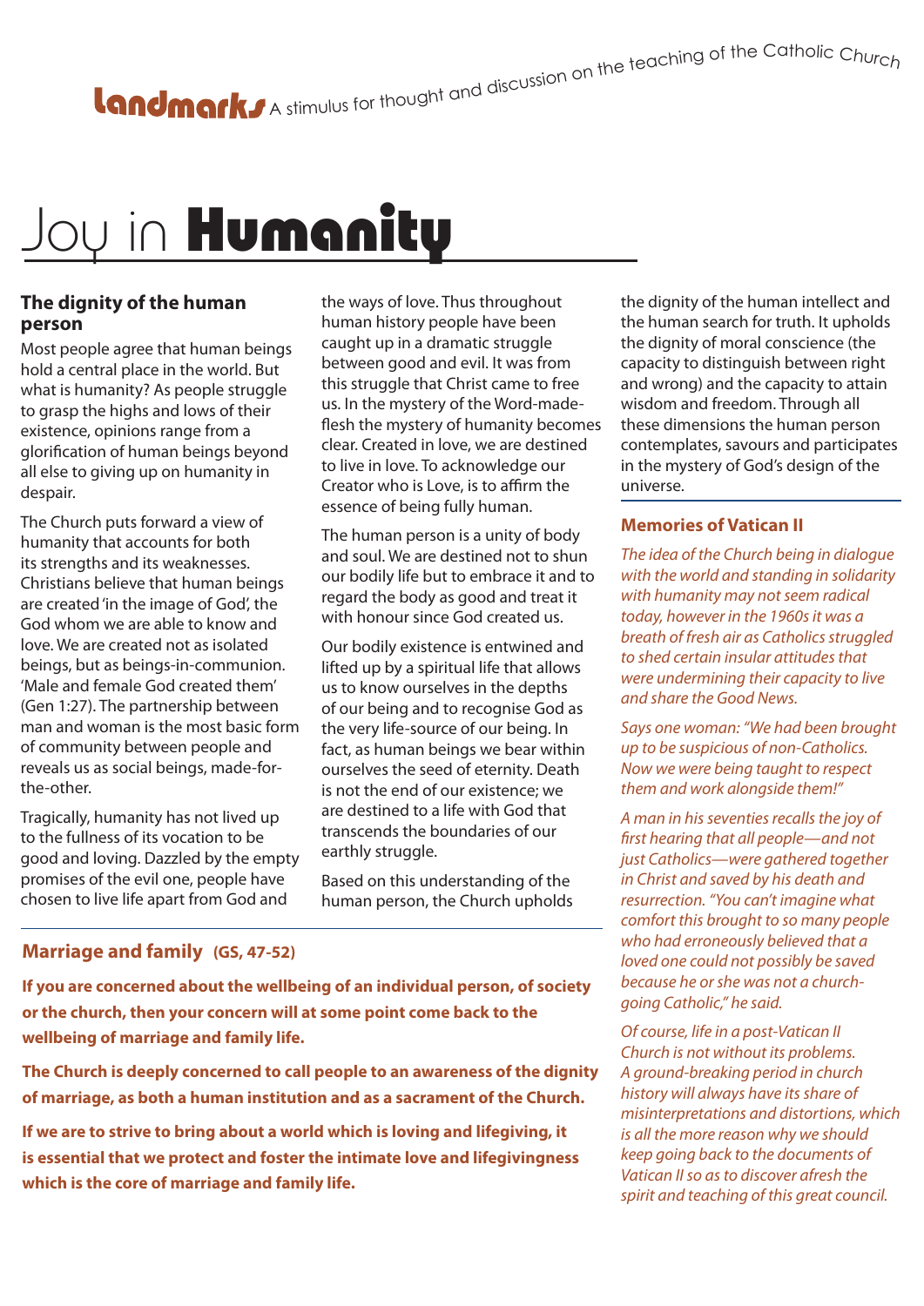**Landmarks** A stimulus for thought and discussion on the teaching of the Catholic Church

# Joy in **Humanity**

## The dignity of the human person

Most people agree that human beings hold a central place in the world. But what is humanity? As people struggle to grasp the highs and lows of their existence, opinions range from a glorification of human beings beyond all else to giving up on humanity in despair.

The Church puts forward a view of humanity that accounts for both its strengths and its weaknesses. Christians believe that human beings are created 'in the image of God', the God whom we are able to know and love. We are created not as isolated beings, but as beings-in-communion. 'Male and female God created them' (Gen 1:27). The partnership between man and woman is the most basic form of community between people and reveals us as social beings, made-for-the-other.

Tragically, humanity has not lived up to the fullness of its vocation to be good and loving. Dazzled by the empty promises of the evil one, people have chosen to live life apart from God and the ways of love. Thus throughout human history people have been caught up in a dramatic struggle between good and evil. It was from this struggle that Christ came to free us. In the mystery of the Word-made-flesh the mystery of humanity becomes clear. Created in love, we are destined to live in love. To acknowledge our Creator who is Love, is to affirm the essence of being fully human.

The human person is a unity of body and soul. We are destined not to shun our bodily life but to embrace it and to regard the body as good and treat it with honour since God created us.

Our bodily existence is entwined and lifted up by a spiritual life that allows us to know ourselves in the depths of our being and to recognise God as the very life-source of our being. In fact, as human beings we bear within ourselves the seed of eternity. Death is not the end of our existence; we are destined to a life with God that transcends the boundaries of our earthly struggle.

Based on this understanding of the human person, the Church upholds the dignity of the human intellect and the human search for truth. It upholds the dignity of moral conscience (the capacity to distinguish between right and wrong) and the capacity to attain wisdom and freedom. Through all these dimensions the human person contemplates, savours and participates in the mystery of God's design of the universe.

## Marriage and family (GS, 47-52)

**If you are concerned about the wellbeing of an individual person, of society or the church, then your concern will at some point come back to the wellbeing of marriage and family life.**

**The Church is deeply concerned to call people to an awareness of the dignity of marriage, as both a human institution and as a sacrament of the Church.**

**If we are to strive to bring about a world which is loving and lifegiving, it is essential that we protect and foster the intimate love and lifegivingness which is the core of marriage and family life.**

## Memories of Vatican II

*The idea of the Church being in dialogue with the world and standing in solidarity with humanity may not seem radical today, however in the 1960s it was a breath of fresh air as Catholics struggled to shed certain insular attitudes that were undermining their capacity to live and share the Good News.*

*Says one woman: "We had been brought up to be suspicious of non-Catholics. Now we were being taught to respect them and work alongside them!"*

*A man in his seventies recalls the joy of first hearing that all people—and not just Catholics—were gathered together in Christ and saved by his death and resurrection. "You can't imagine what comfort this brought to so many people who had erroneously believed that a loved one could not possibly be saved because he or she was not a church-going Catholic," he said.*

*Of course, life in a post-Vatican II Church is not without its problems. A ground-breaking period in church history will always have its share of misinterpretations and distortions, which is all the more reason why we should keep going back to the documents of Vatican II so as to discover afresh the spirit and teaching of this great council.*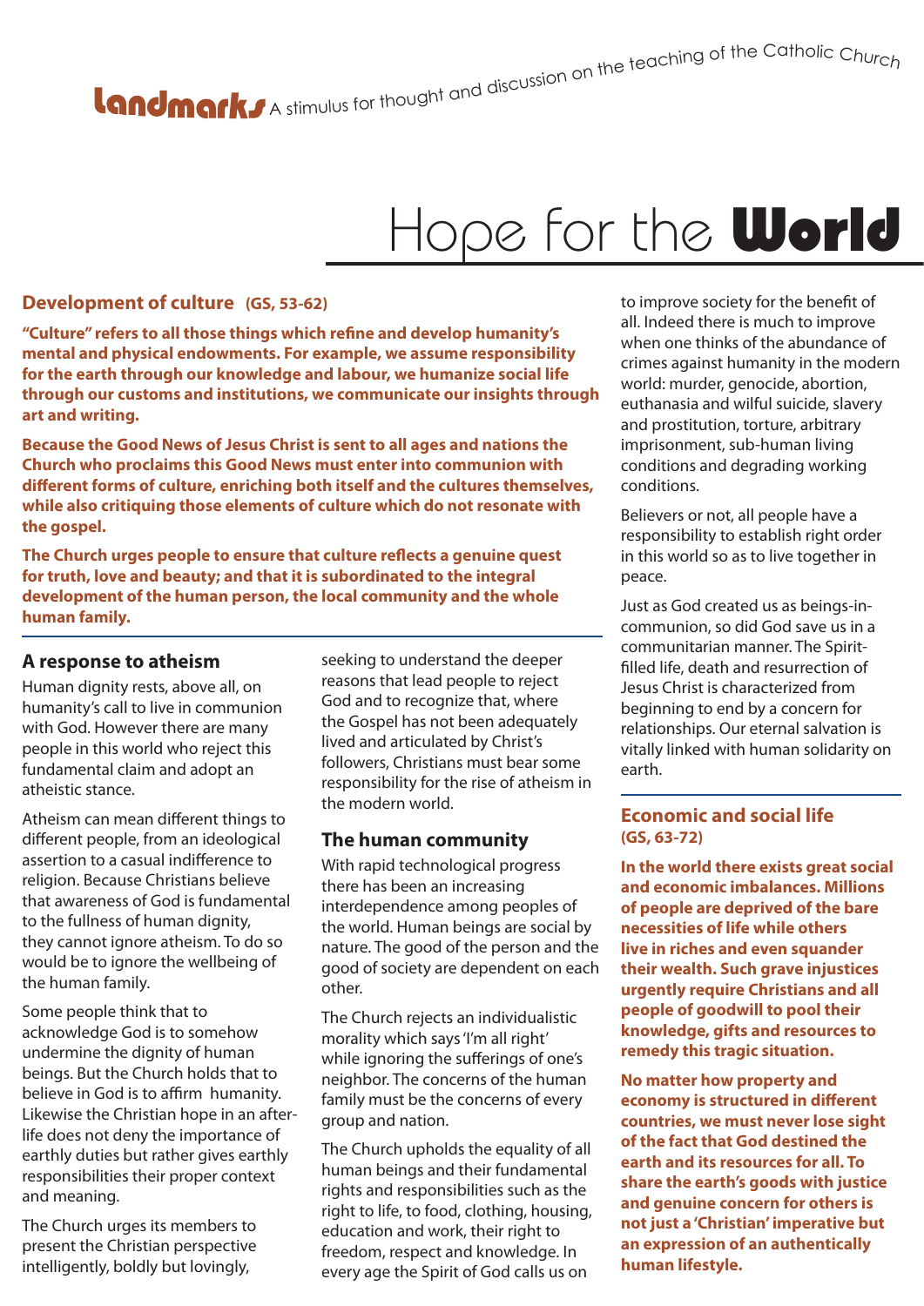# Hope for the **World**

## Development of culture (GS, 53-62)

**"Culture" refers to all those things which refine and develop humanity's mental and physical endowments. For example, we assume responsibility for the earth through our knowledge and labour, we humanize social life through our customs and institutions, we communicate our insights through art and writing.**

**Because the Good News of Jesus Christ is sent to all ages and nations the Church who proclaims this Good News must enter into communion with different forms of culture, enriching both itself and the cultures themselves, while also critiquing those elements of culture which do not resonate with the gospel.**

**The Church urges people to ensure that culture reflects a genuine quest for truth, love and beauty; and that it is subordinated to the integral development of the human person, the local community and the whole human family.**

### A response to atheism

Human dignity rests, above all, on humanity's call to live in communion with God. However there are many people in this world who reject this fundamental claim and adopt an atheistic stance.

Atheism can mean different things to different people, from an ideological assertion to a casual indifference to religion. Because Christians believe that awareness of God is fundamental to the fullness of human dignity, they cannot ignore atheism. To do so would be to ignore the wellbeing of the human family.

Some people think that to acknowledge God is to somehow undermine the dignity of human beings. But the Church holds that to believe in God is to affirm humanity. Likewise the Christian hope in an after-life does not deny the importance of earthly duties but rather gives earthly responsibilities their proper context and meaning.

The Church urges its members to present the Christian perspective intelligently, boldly but lovingly, seeking to understand the deeper reasons that lead people to reject God and to recognize that, where the Gospel has not been adequately lived and articulated by Christ's followers, Christians must bear some responsibility for the rise of atheism in the modern world.

### The human community

With rapid technological progress there has been an increasing interdependence among peoples of the world. Human beings are social by nature. The good of the person and the good of society are dependent on each other.

The Church rejects an individualistic morality which says 'I'm all right' while ignoring the sufferings of one's neighbor. The concerns of the human family must be the concerns of every group and nation.

The Church upholds the equality of all human beings and their fundamental rights and responsibilities such as the right to life, to food, clothing, housing, education and work, their right to freedom, respect and knowledge. In every age the Spirit of God calls us on to improve society for the benefit of all. Indeed there is much to improve when one thinks of the abundance of crimes against humanity in the modern world: murder, genocide, abortion, euthanasia and wilful suicide, slavery and prostitution, torture, arbitrary imprisonment, sub-human living conditions and degrading working conditions.

Believers or not, all people have a responsibility to establish right order in this world so as to live together in peace.

Just as God created us as beings-in-communion, so did God save us in a communitarian manner. The Spirit-filled life, death and resurrection of Jesus Christ is characterized from beginning to end by a concern for relationships. Our eternal salvation is vitally linked with human solidarity on earth.

## Economic and social life (GS, 63-72)

**In the world there exists great social and economic imbalances. Millions of people are deprived of the bare necessities of life while others live in riches and even squander their wealth. Such grave injustices urgently require Christians and all people of goodwill to pool their knowledge, gifts and resources to remedy this tragic situation.**

**No matter how property and economy is structured in different countries, we must never lose sight of the fact that God destined the earth and its resources for all. To share the earth's goods with justice and genuine concern for others is not just a 'Christian' imperative but an expression of an authentically human lifestyle.**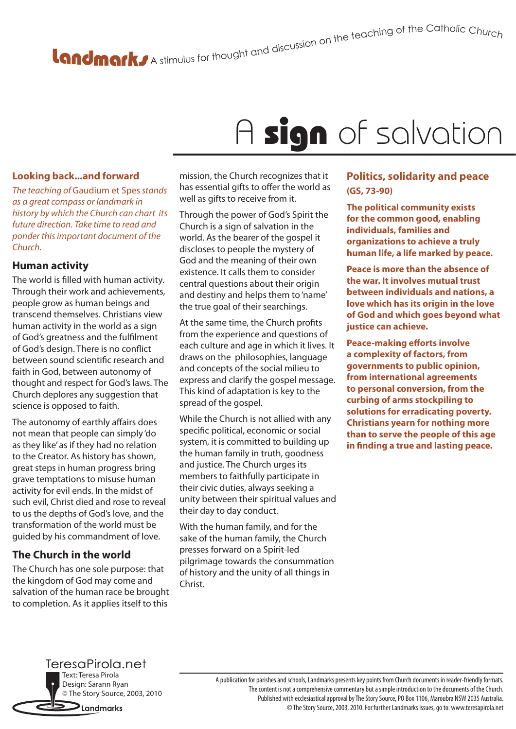**Landmarks** A stimulus for thought and discussion on the teaching of the Catholic Church

# A **sign** of salvation

## Looking back...and forward

*The teaching of* Gaudium et Spes *stands as a great compass or landmark in history by which the Church can chart its future direction. Take time to read and ponder this important document of the Church.*

## Human activity

The world is filled with human activity. Through their work and achievements, people grow as human beings and transcend themselves. Christians view human activity in the world as a sign of God's greatness and the fulfilment of God's design. There is no conflict between sound scientific research and faith in God, between autonomy of thought and respect for God's laws. The Church deplores any suggestion that science is opposed to faith.

The autonomy of earthly affairs does not mean that people can simply 'do as they like' as if they had no relation to the Creator. As history has shown, great steps in human progress bring grave temptations to misuse human activity for evil ends. In the midst of such evil, Christ died and rose to reveal to us the depths of God's love, and the transformation of the world must be guided by his commandment of love.

## The Church in the world

The Church has one sole purpose: that the kingdom of God may come and salvation of the human race be brought to completion. As it applies itself to this mission, the Church recognizes that it has essential gifts to offer the world as well as gifts to receive from it.

Through the power of God's Spirit the Church is a sign of salvation in the world. As the bearer of the gospel it discloses to people the mystery of God and the meaning of their own existence. It calls them to consider central questions about their origin and destiny and helps them to 'name' the true goal of their searchings.

At the same time, the Church profits from the experience and questions of each culture and age in which it lives. It draws on the philosophies, language and concepts of the social milieu to express and clarify the gospel message. This kind of adaptation is key to the spread of the gospel.

While the Church is not allied with any specific political, economic or social system, it is committed to building up the human family in truth, goodness and justice. The Church urges its members to faithfully participate in their civic duties, always seeking a unity between their spiritual values and their day to day conduct.

With the human family, and for the sake of the human family, the Church presses forward on a Spirit-led pilgrimage towards the consummation of history and the unity of all things in Christ.

## Politics, solidarity and peace

**(GS, 73-90)**

**The political community exists for the common good, enabling individuals, families and organizations to achieve a truly human life, a life marked by peace.**

**Peace is more than the absence of the war. It involves mutual trust between individuals and nations, a love which has its origin in the love of God and which goes beyond what justice can achieve.**

**Peace-making efforts involve a complexity of factors, from governments to public opinion, from international agreements to personal conversion, from the curbing of arms stockpiling to solutions for erradicating poverty. Christians yearn for nothing more than to serve the people of this age in finding a true and lasting peace.**

TeresaPirola.net
Text: Teresa Pirola
Design: Sarann Ryan
© The Story Source, 2003, 2010
Landmarks

A publication for parishes and schools, Landmarks presents key points from Church documents in reader-friendly formats. The content is not a comprehensive commentary but a simple introduction to the documents of the Church. Published with ecclesiastical approval by The Story Source, PO Box 1106, Maroubra NSW 2035 Australia. © The Story Source, 2003, 2010. For further Landmarks issues, go to: www.teresapirola.net